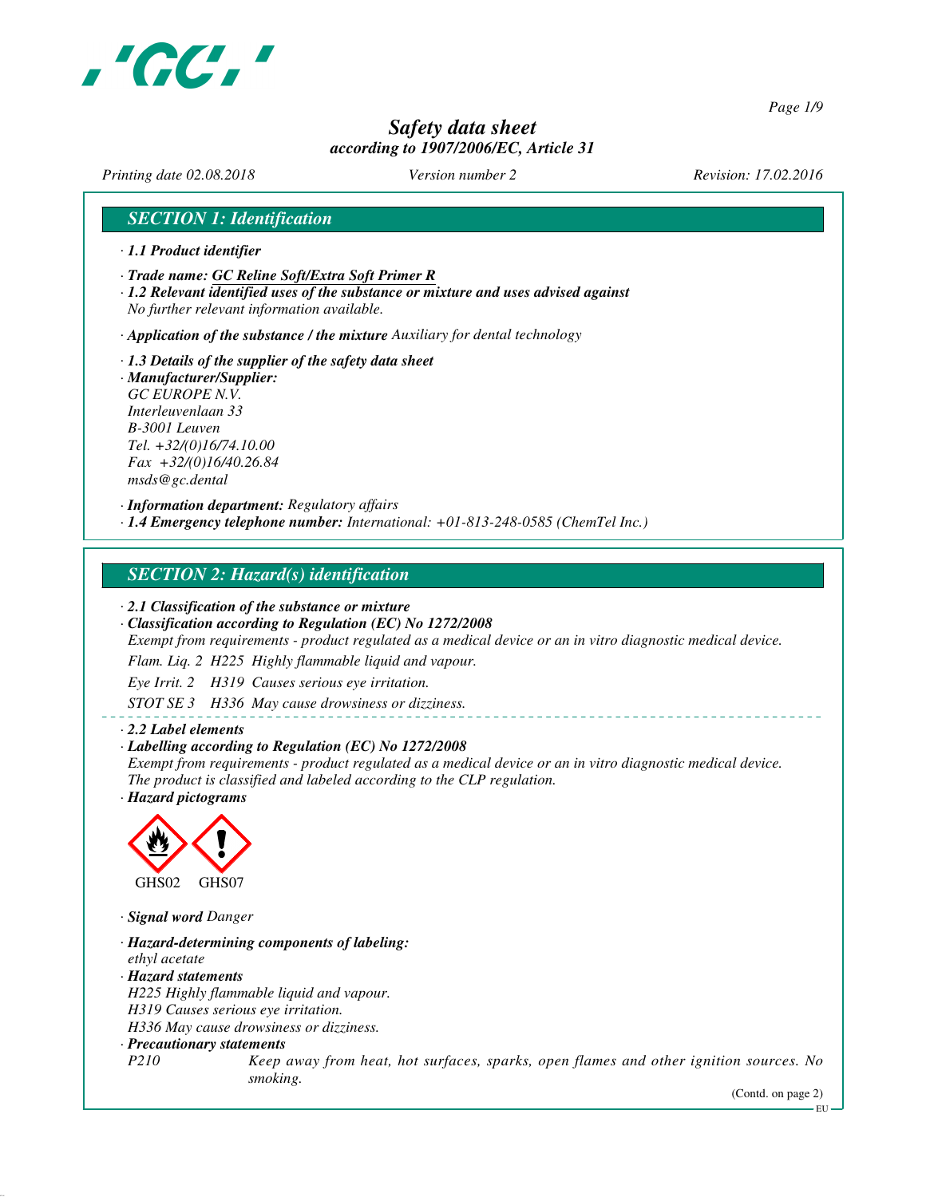# Safety data sheet
*according to 1907/2006/EC, Article 31*

*Printing date 02.08.2018* *Version number 2* *Revision: 17.02.2016*

## SECTION 1: Identification

· **1.1 Product identifier**

· **Trade name: GC Reline Soft/Extra Soft Primer R**

· **1.2 Relevant identified uses of the substance or mixture and uses advised against**
No further relevant information available.

· **Application of the substance / the mixture** Auxiliary for dental technology

· **1.3 Details of the supplier of the safety data sheet**

· **Manufacturer/Supplier:**
GC EUROPE N.V.
Interleuvenlaan 33
B-3001 Leuven
Tel. +32/(0)16/74.10.00
Fax +32/(0)16/40.26.84
msds@gc.dental

· **Information department:** Regulatory affairs

· **1.4 Emergency telephone number:** International: +01-813-248-0585 (ChemTel Inc.)

## SECTION 2: Hazard(s) identification

· **2.1 Classification of the substance or mixture**

· **Classification according to Regulation (EC) No 1272/2008**
Exempt from requirements - product regulated as a medical device or an in vitro diagnostic medical device.

Flam. Liq. 2 H225 Highly flammable liquid and vapour.

Eye Irrit. 2 H319 Causes serious eye irritation.

STOT SE 3 H336 May cause drowsiness or dizziness.

· **2.2 Label elements**

· **Labelling according to Regulation (EC) No 1272/2008**
Exempt from requirements - product regulated as a medical device or an in vitro diagnostic medical device.
The product is classified and labeled according to the CLP regulation.

· **Hazard pictograms**

GHS02 GHS07

· **Signal word** Danger

· **Hazard-determining components of labeling:**
ethyl acetate

· **Hazard statements**
H225 Highly flammable liquid and vapour.
H319 Causes serious eye irritation.
H336 May cause drowsiness or dizziness.

· **Precautionary statements**

P210 Keep away from heat, hot surfaces, sparks, open flames and other ignition sources. No smoking.

(Contd. on page 2)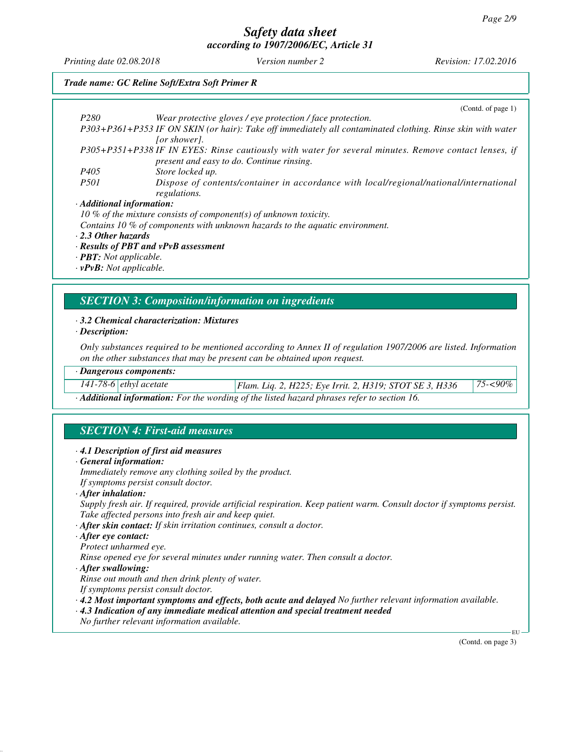(Contd. of page 1)

| | |
|---|---|
| P280 | Wear protective gloves / eye protection / face protection. |
| P303+P361+P353 | IF ON SKIN (or hair): Take off immediately all contaminated clothing. Rinse skin with water [or shower]. |
| P305+P351+P338 | IF IN EYES: Rinse cautiously with water for several minutes. Remove contact lenses, if present and easy to do. Continue rinsing. |
| P405 | Store locked up. |
| P501 | Dispose of contents/container in accordance with local/regional/national/international regulations. |

· **Additional information:**

10 % of the mixture consists of component(s) of unknown toxicity.

Contains 10 % of components with unknown hazards to the aquatic environment.

· **2.3 Other hazards**

· **Results of PBT and vPvB assessment**

· **PBT:** Not applicable.

· **vPvB:** Not applicable.

## SECTION 3: Composition/information on ingredients

· **3.2 Chemical characterization: Mixtures**

· **Description:**

Only substances required to be mentioned according to Annex II of regulation 1907/2006 are listed. Information on the other substances that may be present can be obtained upon request.

· **Dangerous components:**

| | | | |
|---|---|---|---|
| 141-78-6 | ethyl acetate | Flam. Liq. 2, H225; Eye Irrit. 2, H319; STOT SE 3, H336 | 75-<90% |

· **Additional information:** For the wording of the listed hazard phrases refer to section 16.

## SECTION 4: First-aid measures

· **4.1 Description of first aid measures**

· **General information:**

Immediately remove any clothing soiled by the product.

If symptoms persist consult doctor.

· **After inhalation:**

Supply fresh air. If required, provide artificial respiration. Keep patient warm. Consult doctor if symptoms persist. Take affected persons into fresh air and keep quiet.

· **After skin contact:** If skin irritation continues, consult a doctor.

· **After eye contact:**

Protect unharmed eye.

Rinse opened eye for several minutes under running water. Then consult a doctor.

· **After swallowing:**

Rinse out mouth and then drink plenty of water.

If symptoms persist consult doctor.

· **4.2 Most important symptoms and effects, both acute and delayed** No further relevant information available.

· **4.3 Indication of any immediate medical attention and special treatment needed**

No further relevant information available.

(Contd. on page 3)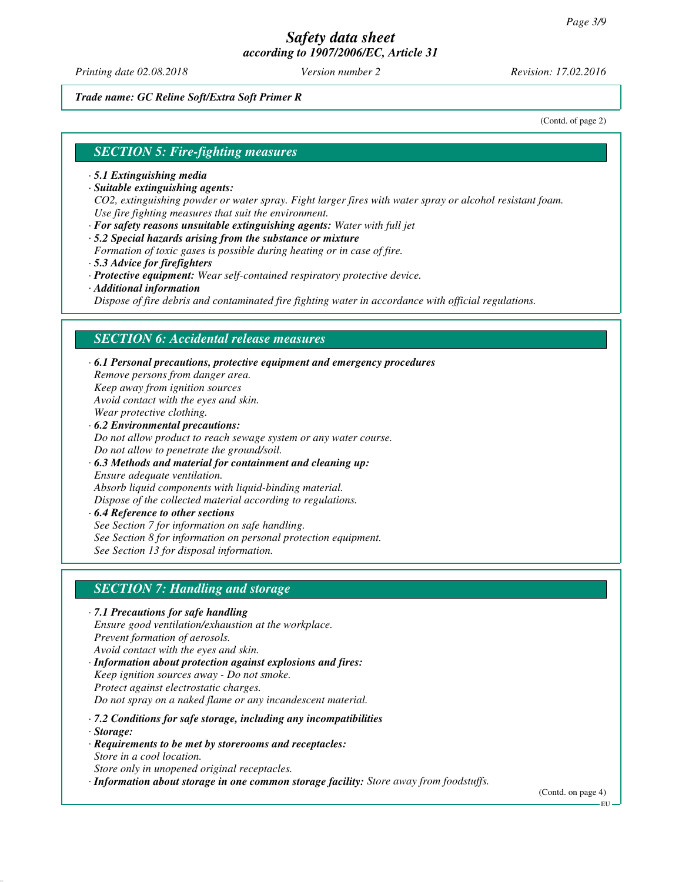*Trade name: GC Reline Soft/Extra Soft Primer R*

(Contd. of page 2)

## SECTION 5: Fire-fighting measures

· **5.1 Extinguishing media**
· **Suitable extinguishing agents:**
CO2, extinguishing powder or water spray. Fight larger fires with water spray or alcohol resistant foam. Use fire fighting measures that suit the environment.
· **For safety reasons unsuitable extinguishing agents:** Water with full jet
· **5.2 Special hazards arising from the substance or mixture**
Formation of toxic gases is possible during heating or in case of fire.
· **5.3 Advice for firefighters**
· **Protective equipment:** Wear self-contained respiratory protective device.
· **Additional information**
Dispose of fire debris and contaminated fire fighting water in accordance with official regulations.

## SECTION 6: Accidental release measures

· **6.1 Personal precautions, protective equipment and emergency procedures**
Remove persons from danger area.
Keep away from ignition sources
Avoid contact with the eyes and skin.
Wear protective clothing.
· **6.2 Environmental precautions:**
Do not allow product to reach sewage system or any water course.
Do not allow to penetrate the ground/soil.
· **6.3 Methods and material for containment and cleaning up:**
Ensure adequate ventilation.
Absorb liquid components with liquid-binding material.
Dispose of the collected material according to regulations.
· **6.4 Reference to other sections**
See Section 7 for information on safe handling.
See Section 8 for information on personal protection equipment.
See Section 13 for disposal information.

## SECTION 7: Handling and storage

· **7.1 Precautions for safe handling**
Ensure good ventilation/exhaustion at the workplace.
Prevent formation of aerosols.
Avoid contact with the eyes and skin.
· **Information about protection against explosions and fires:**
Keep ignition sources away - Do not smoke.
Protect against electrostatic charges.
Do not spray on a naked flame or any incandescent material.

· **7.2 Conditions for safe storage, including any incompatibilities**
· **Storage:**
· **Requirements to be met by storerooms and receptacles:**
Store in a cool location.
Store only in unopened original receptacles.
· **Information about storage in one common storage facility:** Store away from foodstuffs.

(Contd. on page 4)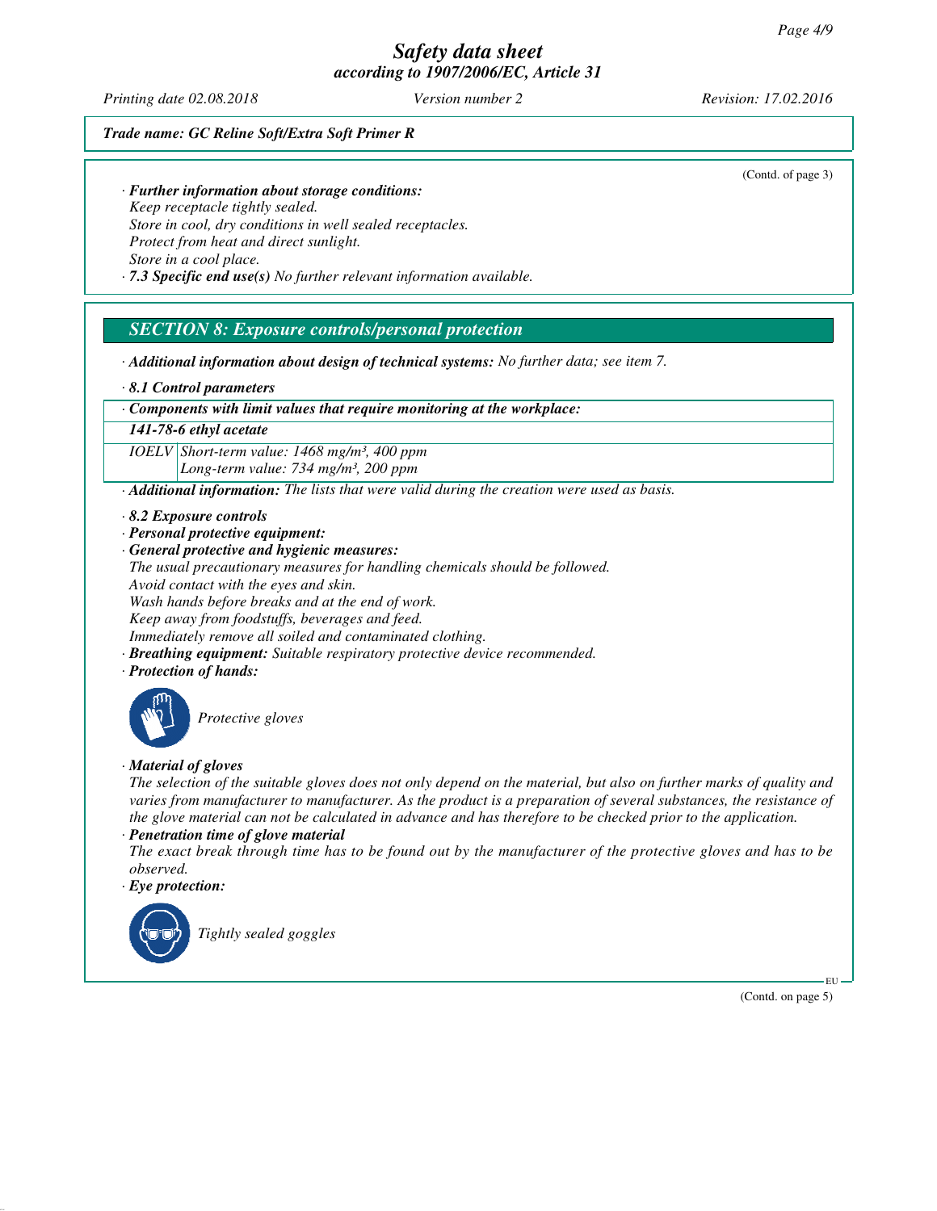*Trade name: GC Reline Soft/Extra Soft Primer R*

(Contd. of page 3)

· ***Further information about storage conditions:***
*Keep receptacle tightly sealed.*
*Store in cool, dry conditions in well sealed receptacles.*
*Protect from heat and direct sunlight.*
*Store in a cool place.*
· ***7.3 Specific end use(s)*** *No further relevant information available.*

## *SECTION 8: Exposure controls/personal protection*

· ***Additional information about design of technical systems:*** *No further data; see item 7.*

· ***8.1 Control parameters***

| · *Components with limit values that require monitoring at the workplace:* | |
|---|---|
| ***141-78-6 ethyl acetate*** | |
| IOELV | Short-term value: 1468 mg/m³, 400 ppm<br>Long-term value: 734 mg/m³, 200 ppm |

· ***Additional information:*** *The lists that were valid during the creation were used as basis.*

· ***8.2 Exposure controls***
· ***Personal protective equipment:***
· ***General protective and hygienic measures:***
*The usual precautionary measures for handling chemicals should be followed.*
*Avoid contact with the eyes and skin.*
*Wash hands before breaks and at the end of work.*
*Keep away from foodstuffs, beverages and feed.*
*Immediately remove all soiled and contaminated clothing.*
· ***Breathing equipment:*** *Suitable respiratory protective device recommended.*
· ***Protection of hands:***

*Protective gloves*

· ***Material of gloves***
*The selection of the suitable gloves does not only depend on the material, but also on further marks of quality and varies from manufacturer to manufacturer. As the product is a preparation of several substances, the resistance of the glove material can not be calculated in advance and has therefore to be checked prior to the application.*
· ***Penetration time of glove material***
*The exact break through time has to be found out by the manufacturer of the protective gloves and has to be observed.*
· ***Eye protection:***

*Tightly sealed goggles*

(Contd. on page 5)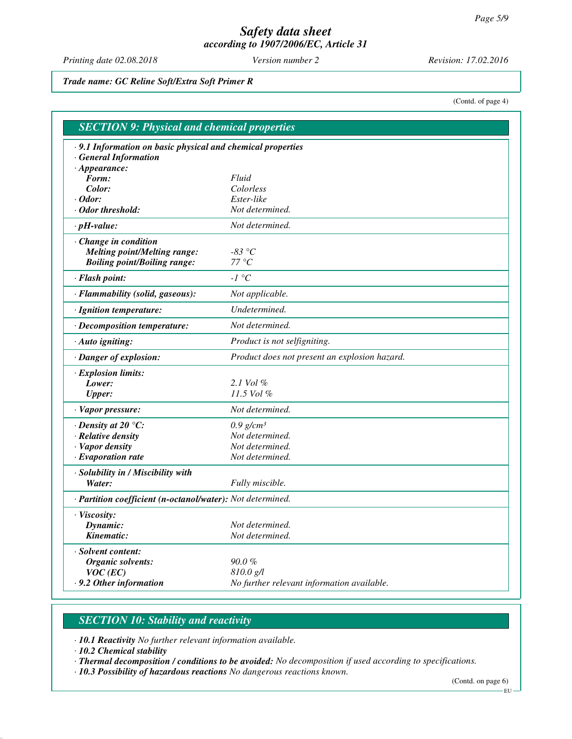*Trade name: GC Reline Soft/Extra Soft Primer R*

(Contd. of page 4)

## SECTION 9: Physical and chemical properties

· **9.1 Information on basic physical and chemical properties**
· **General Information**

| | |
|---|---|
| · **Appearance:** | |
| **Form:** | Fluid |
| **Color:** | Colorless |
| · **Odor:** | Ester-like |
| · **Odor threshold:** | Not determined. |
| · **pH-value:** | Not determined. |
| · **Change in condition** | |
| **Melting point/Melting range:** | -83 °C |
| **Boiling point/Boiling range:** | 77 °C |
| · **Flash point:** | -1 °C |
| · **Flammability (solid, gaseous):** | Not applicable. |
| · **Ignition temperature:** | Undetermined. |
| · **Decomposition temperature:** | Not determined. |
| · **Auto igniting:** | Product is not selfigniting. |
| · **Danger of explosion:** | Product does not present an explosion hazard. |
| · **Explosion limits:** | |
| **Lower:** | 2.1 Vol % |
| **Upper:** | 11.5 Vol % |
| · **Vapor pressure:** | Not determined. |
| · **Density at 20 °C:** | 0.9 g/cm³ |
| · **Relative density** | Not determined. |
| · **Vapor density** | Not determined. |
| · **Evaporation rate** | Not determined. |
| · **Solubility in / Miscibility with** | |
| **Water:** | Fully miscible. |
| · **Partition coefficient (n-octanol/water):** | Not determined. |
| · **Viscosity:** | |
| **Dynamic:** | Not determined. |
| **Kinematic:** | Not determined. |
| · **Solvent content:** | |
| **Organic solvents:** | 90.0 % |
| **VOC (EC)** | 810.0 g/l |
| · **9.2 Other information** | No further relevant information available. |

## SECTION 10: Stability and reactivity

· **10.1 Reactivity** No further relevant information available.
· **10.2 Chemical stability**
· **Thermal decomposition / conditions to be avoided:** No decomposition if used according to specifications.
· **10.3 Possibility of hazardous reactions** No dangerous reactions known.

(Contd. on page 6)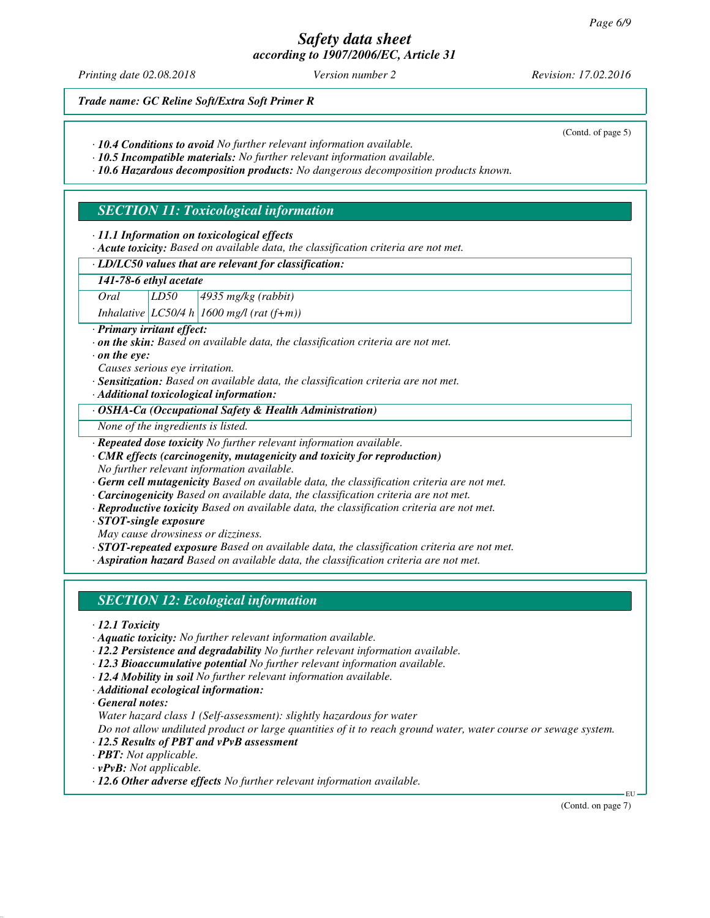*Trade name: GC Reline Soft/Extra Soft Primer R*

(Contd. of page 5)

· **10.4 Conditions to avoid** No further relevant information available.
· **10.5 Incompatible materials:** No further relevant information available.
· **10.6 Hazardous decomposition products:** No dangerous decomposition products known.

## SECTION 11: Toxicological information

· **11.1 Information on toxicological effects**
· **Acute toxicity:** Based on available data, the classification criteria are not met.

· **LD/LC50 values that are relevant for classification:**

| **141-78-6 ethyl acetate** | | |
|---|---|---|
| Oral | LD50 | 4935 mg/kg (rabbit) |
| Inhalative | LC50/4 h | 1600 mg/l (rat (f+m)) |

· **Primary irritant effect:**
· **on the skin:** Based on available data, the classification criteria are not met.
· **on the eye:**
Causes serious eye irritation.
· **Sensitization:** Based on available data, the classification criteria are not met.
· **Additional toxicological information:**

· **OSHA-Ca (Occupational Safety & Health Administration)**
None of the ingredients is listed.

· **Repeated dose toxicity** No further relevant information available.
· **CMR effects (carcinogenity, mutagenicity and toxicity for reproduction)**
No further relevant information available.
· **Germ cell mutagenicity** Based on available data, the classification criteria are not met.
· **Carcinogenicity** Based on available data, the classification criteria are not met.
· **Reproductive toxicity** Based on available data, the classification criteria are not met.
· **STOT-single exposure**
May cause drowsiness or dizziness.
· **STOT-repeated exposure** Based on available data, the classification criteria are not met.
· **Aspiration hazard** Based on available data, the classification criteria are not met.

## SECTION 12: Ecological information

· **12.1 Toxicity**
· **Aquatic toxicity:** No further relevant information available.
· **12.2 Persistence and degradability** No further relevant information available.
· **12.3 Bioaccumulative potential** No further relevant information available.
· **12.4 Mobility in soil** No further relevant information available.
· **Additional ecological information:**
· **General notes:**
Water hazard class 1 (Self-assessment): slightly hazardous for water
Do not allow undiluted product or large quantities of it to reach ground water, water course or sewage system.
· **12.5 Results of PBT and vPvB assessment**
· **PBT:** Not applicable.
· **vPvB:** Not applicable.
· **12.6 Other adverse effects** No further relevant information available.

(Contd. on page 7)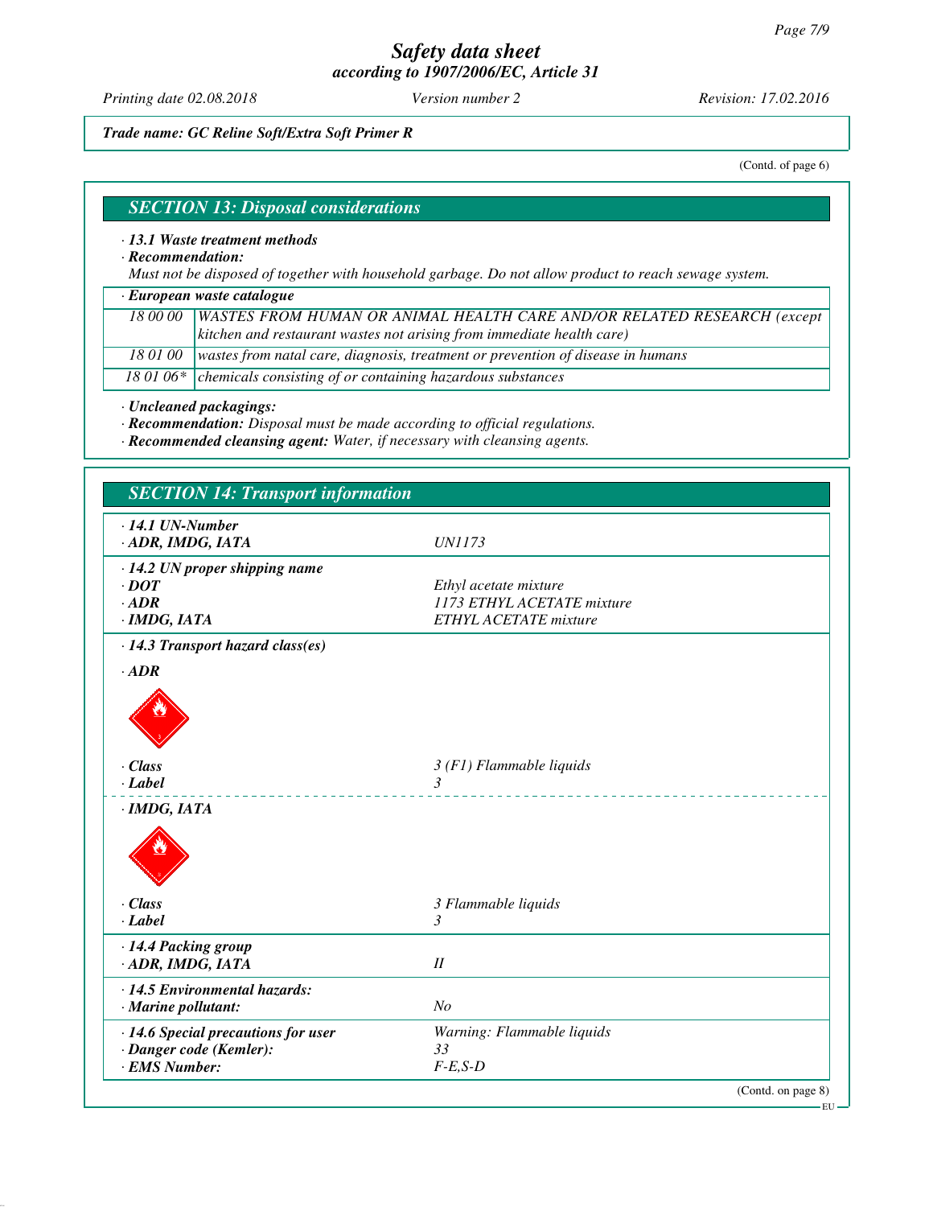*Trade name: GC Reline Soft/Extra Soft Primer R*

(Contd. of page 6)

## SECTION 13: Disposal considerations

· ***13.1 Waste treatment methods***

· ***Recommendation:***

*Must not be disposed of together with household garbage. Do not allow product to reach sewage system.*

· ***European waste catalogue***

| | |
|---|---|
| 18 00 00 | WASTES FROM HUMAN OR ANIMAL HEALTH CARE AND/OR RELATED RESEARCH (except kitchen and restaurant wastes not arising from immediate health care) |
| 18 01 00 | wastes from natal care, diagnosis, treatment or prevention of disease in humans |
| 18 01 06* | chemicals consisting of or containing hazardous substances |

· ***Uncleaned packagings:***

· ***Recommendation:*** *Disposal must be made according to official regulations.*

· ***Recommended cleansing agent:*** *Water, if necessary with cleansing agents.*

## SECTION 14: Transport information

| | |
|---|---|
| · ***14.1 UN-Number*** | |
| · ***ADR, IMDG, IATA*** | *UN1173* |
| · ***14.2 UN proper shipping name*** | |
| · ***DOT*** | *Ethyl acetate mixture* |
| · ***ADR*** | *1173 ETHYL ACETATE mixture* |
| · ***IMDG, IATA*** | *ETHYL ACETATE mixture* |
| · ***14.3 Transport hazard class(es)*** | |
| · ***ADR*** | |
| · ***Class*** | *3 (F1) Flammable liquids* |
| · ***Label*** | *3* |
| · ***IMDG, IATA*** | |
| · ***Class*** | *3 Flammable liquids* |
| · ***Label*** | *3* |
| · ***14.4 Packing group*** | |
| · ***ADR, IMDG, IATA*** | *II* |
| · ***14.5 Environmental hazards:*** | |
| · ***Marine pollutant:*** | *No* |
| · ***14.6 Special precautions for user*** | *Warning: Flammable liquids* |
| · ***Danger code (Kemler):*** | *33* |
| · ***EMS Number:*** | *F-E,S-D* |

(Contd. on page 8)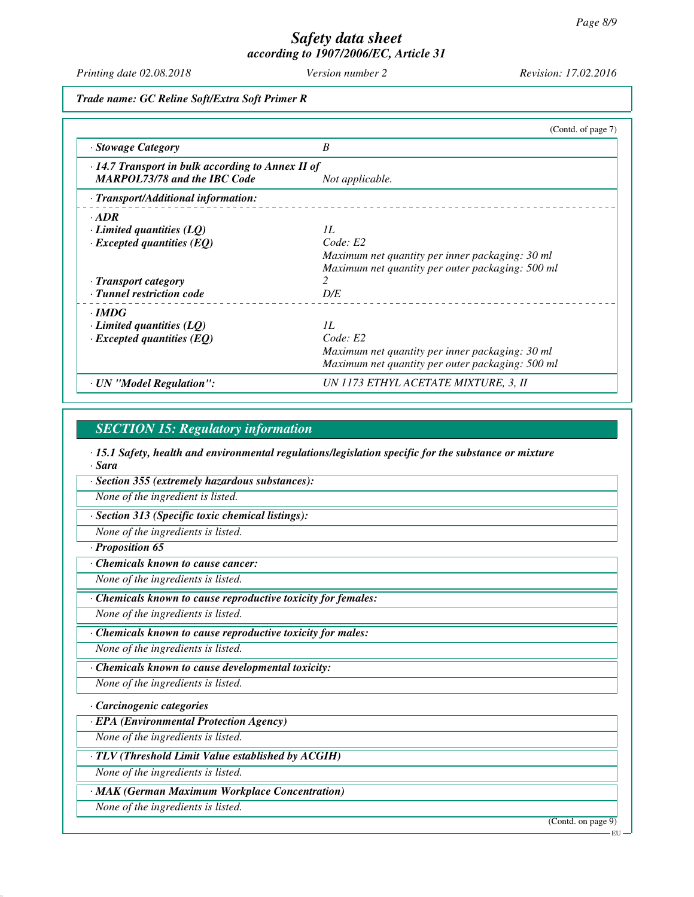## Safety data sheet
### according to 1907/2006/EC, Article 31

*Printing date 02.08.2018* *Version number 2* *Revision: 17.02.2016*

**Trade name: GC Reline Soft/Extra Soft Primer R**

(Contd. of page 7)

| | |
|---|---|
| **· Stowage Category** | *B* |
| **· 14.7 Transport in bulk according to Annex II of MARPOL73/78 and the IBC Code** | *Not applicable.* |
| **· Transport/Additional information:** | |
| **· ADR** | |
| **· Limited quantities (LQ)** | *1L* |
| **· Excepted quantities (EQ)** | *Code: E2*<br>*Maximum net quantity per inner packaging: 30 ml*<br>*Maximum net quantity per outer packaging: 500 ml* |
| **· Transport category** | *2* |
| **· Tunnel restriction code** | *D/E* |
| **· IMDG** | |
| **· Limited quantities (LQ)** | *1L* |
| **· Excepted quantities (EQ)** | *Code: E2*<br>*Maximum net quantity per inner packaging: 30 ml*<br>*Maximum net quantity per outer packaging: 500 ml* |
| **· UN "Model Regulation":** | *UN 1173 ETHYL ACETATE MIXTURE, 3, II* |

## SECTION 15: Regulatory information

**· 15.1 Safety, health and environmental regulations/legislation specific for the substance or mixture**

**· Sara**

**· Section 355 (extremely hazardous substances):**

*None of the ingredient is listed.*

**· Section 313 (Specific toxic chemical listings):**

*None of the ingredients is listed.*

**· Proposition 65**

**· Chemicals known to cause cancer:**

*None of the ingredients is listed.*

**· Chemicals known to cause reproductive toxicity for females:**

*None of the ingredients is listed.*

**· Chemicals known to cause reproductive toxicity for males:**

*None of the ingredients is listed.*

**· Chemicals known to cause developmental toxicity:**

*None of the ingredients is listed.*

**· Carcinogenic categories**

**· EPA (Environmental Protection Agency)**

*None of the ingredients is listed.*

**· TLV (Threshold Limit Value established by ACGIH)**

*None of the ingredients is listed.*

**· MAK (German Maximum Workplace Concentration)**

*None of the ingredients is listed.*

(Contd. on page 9)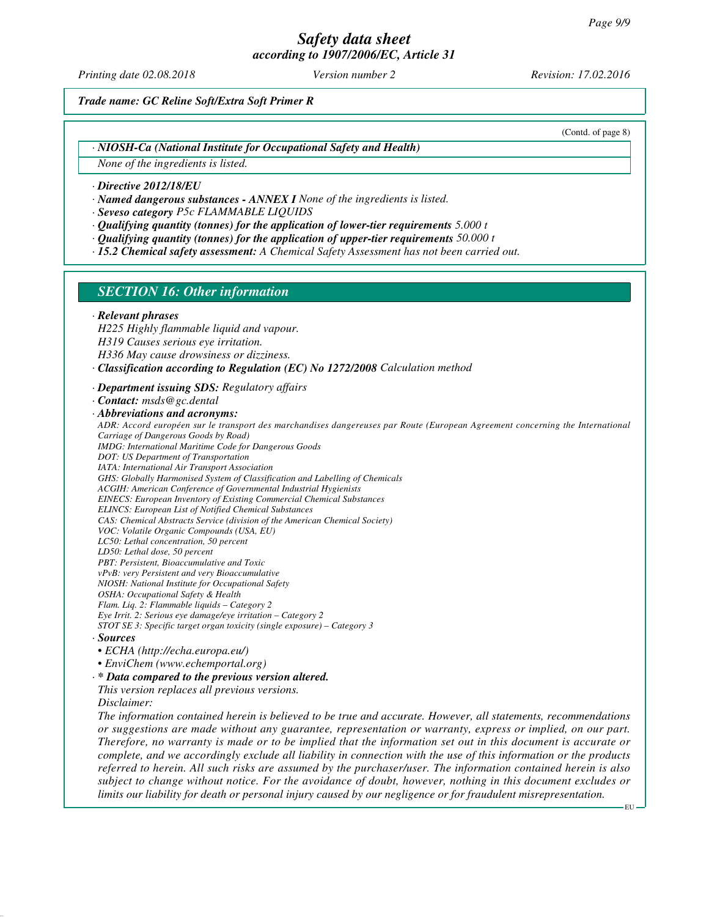(Contd. of page 8)

· **NIOSH-Ca (National Institute for Occupational Safety and Health)**

None of the ingredients is listed.

· **Directive 2012/18/EU**
· **Named dangerous substances - ANNEX I** None of the ingredients is listed.
· **Seveso category** P5c FLAMMABLE LIQUIDS
· **Qualifying quantity (tonnes) for the application of lower-tier requirements** 5.000 t
· **Qualifying quantity (tonnes) for the application of upper-tier requirements** 50.000 t
· **15.2 Chemical safety assessment:** A Chemical Safety Assessment has not been carried out.

## SECTION 16: Other information

· **Relevant phrases**

H225 Highly flammable liquid and vapour.
H319 Causes serious eye irritation.
H336 May cause drowsiness or dizziness.

· **Classification according to Regulation (EC) No 1272/2008** Calculation method

· **Department issuing SDS:** Regulatory affairs
· **Contact:** msds@gc.dental
· **Abbreviations and acronyms:**

ADR: Accord européen sur le transport des marchandises dangereuses par Route (European Agreement concerning the International Carriage of Dangerous Goods by Road)
IMDG: International Maritime Code for Dangerous Goods
DOT: US Department of Transportation
IATA: International Air Transport Association
GHS: Globally Harmonised System of Classification and Labelling of Chemicals
ACGIH: American Conference of Governmental Industrial Hygienists
EINECS: European Inventory of Existing Commercial Chemical Substances
ELINCS: European List of Notified Chemical Substances
CAS: Chemical Abstracts Service (division of the American Chemical Society)
VOC: Volatile Organic Compounds (USA, EU)
LC50: Lethal concentration, 50 percent
LD50: Lethal dose, 50 percent
PBT: Persistent, Bioaccumulative and Toxic
vPvB: very Persistent and very Bioaccumulative
NIOSH: National Institute for Occupational Safety
OSHA: Occupational Safety & Health
Flam. Liq. 2: Flammable liquids – Category 2
Eye Irrit. 2: Serious eye damage/eye irritation – Category 2
STOT SE 3: Specific target organ toxicity (single exposure) – Category 3

· **Sources**
- ECHA (http://echa.europa.eu/)
- EnviChem (www.echemportal.org)

· **\* Data compared to the previous version altered.**

This version replaces all previous versions.

Disclaimer:

The information contained herein is believed to be true and accurate. However, all statements, recommendations or suggestions are made without any guarantee, representation or warranty, express or implied, on our part. Therefore, no warranty is made or to be implied that the information set out in this document is accurate or complete, and we accordingly exclude all liability in connection with the use of this information or the products referred to herein. All such risks are assumed by the purchaser/user. The information contained herein is also subject to change without notice. For the avoidance of doubt, however, nothing in this document excludes or limits our liability for death or personal injury caused by our negligence or for fraudulent misrepresentation.